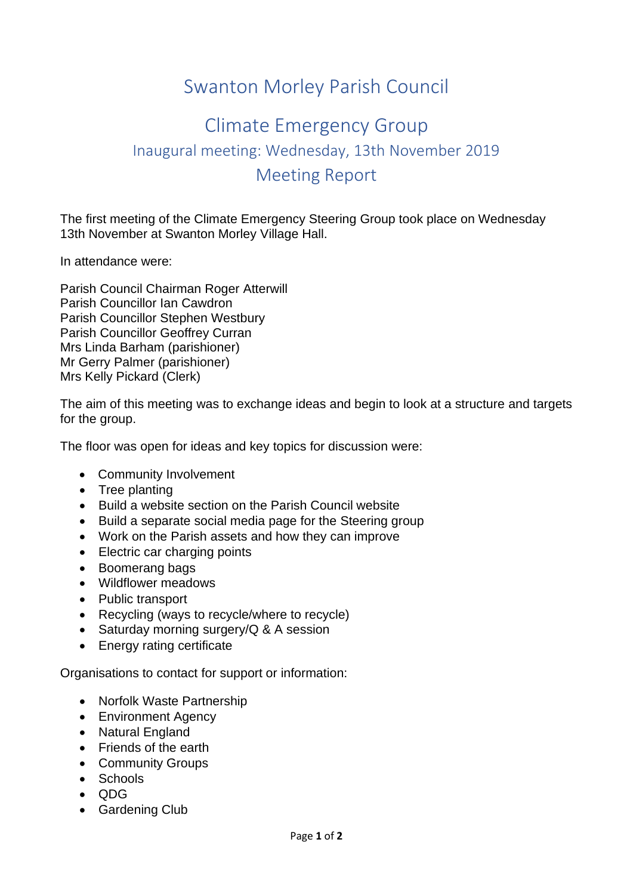# Swanton Morley Parish Council

## Climate Emergency Group

### Inaugural meeting: Wednesday, 13th November 2019

### Meeting Report

The first meeting of the Climate Emergency Steering Group took place on Wednesday 13th November at Swanton Morley Village Hall.

In attendance were:

Parish Council Chairman Roger Atterwill
Parish Councillor Ian Cawdron
Parish Councillor Stephen Westbury
Parish Councillor Geoffrey Curran
Mrs Linda Barham (parishioner)
Mr Gerry Palmer (parishioner)
Mrs Kelly Pickard (Clerk)

The aim of this meeting was to exchange ideas and begin to look at a structure and targets for the group.

The floor was open for ideas and key topics for discussion were:

- Community Involvement
- Tree planting
- Build a website section on the Parish Council website
- Build a separate social media page for the Steering group
- Work on the Parish assets and how they can improve
- Electric car charging points
- Boomerang bags
- Wildflower meadows
- Public transport
- Recycling (ways to recycle/where to recycle)
- Saturday morning surgery/Q & A session
- Energy rating certificate

Organisations to contact for support or information:

- Norfolk Waste Partnership
- Environment Agency
- Natural England
- Friends of the earth
- Community Groups
- Schools
- QDG
- Gardening Club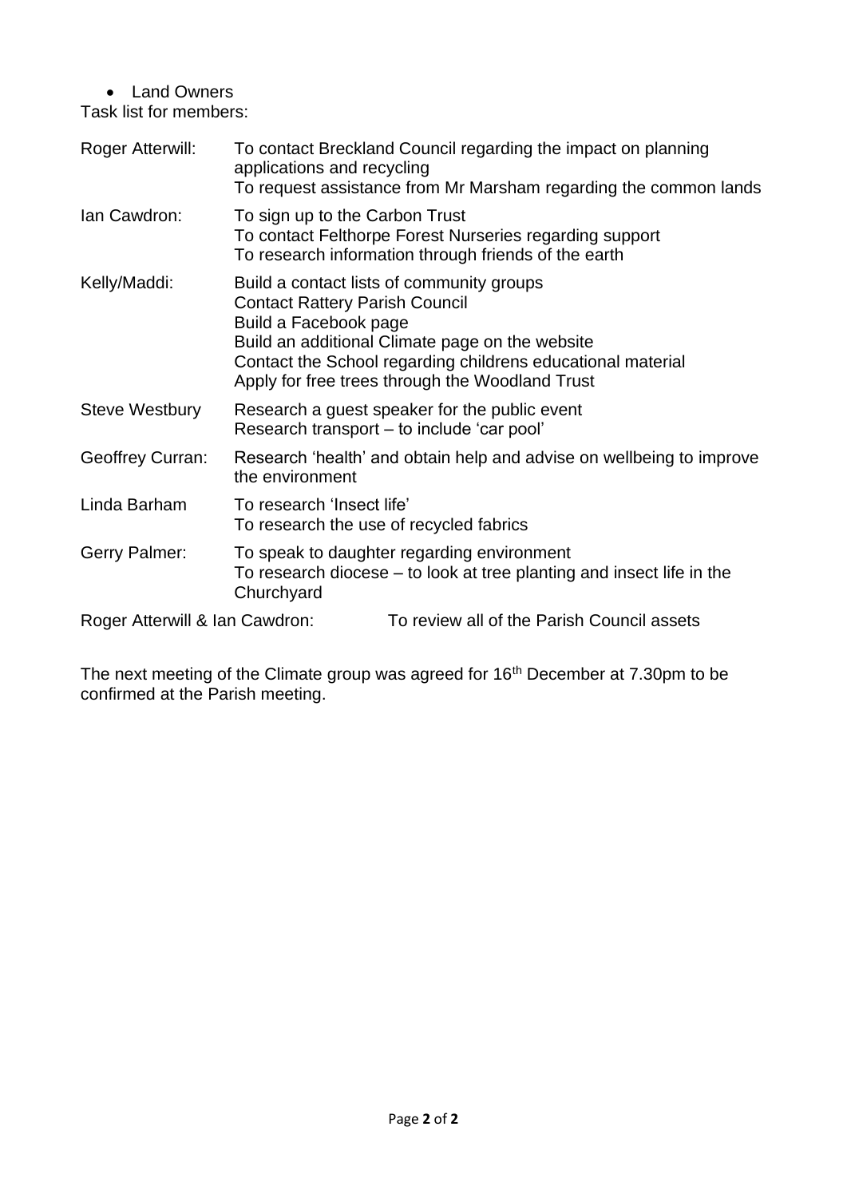- Land Owners

Task list for members:

| | |
|---|---|
| Roger Atterwill: | To contact Breckland Council regarding the impact on planning applications and recycling<br>To request assistance from Mr Marsham regarding the common lands |
| Ian Cawdron: | To sign up to the Carbon Trust<br>To contact Felthorpe Forest Nurseries regarding support<br>To research information through friends of the earth |
| Kelly/Maddi: | Build a contact lists of community groups<br>Contact Rattery Parish Council<br>Build a Facebook page<br>Build an additional Climate page on the website<br>Contact the School regarding childrens educational material<br>Apply for free trees through the Woodland Trust |
| Steve Westbury | Research a guest speaker for the public event<br>Research transport – to include 'car pool' |
| Geoffrey Curran: | Research 'health' and obtain help and advise on wellbeing to improve the environment |
| Linda Barham | To research 'Insect life'<br>To research the use of recycled fabrics |
| Gerry Palmer: | To speak to daughter regarding environment<br>To research diocese – to look at tree planting and insect life in the Churchyard |
| Roger Atterwill & Ian Cawdron: | To review all of the Parish Council assets |

The next meeting of the Climate group was agreed for 16th December at 7.30pm to be confirmed at the Parish meeting.